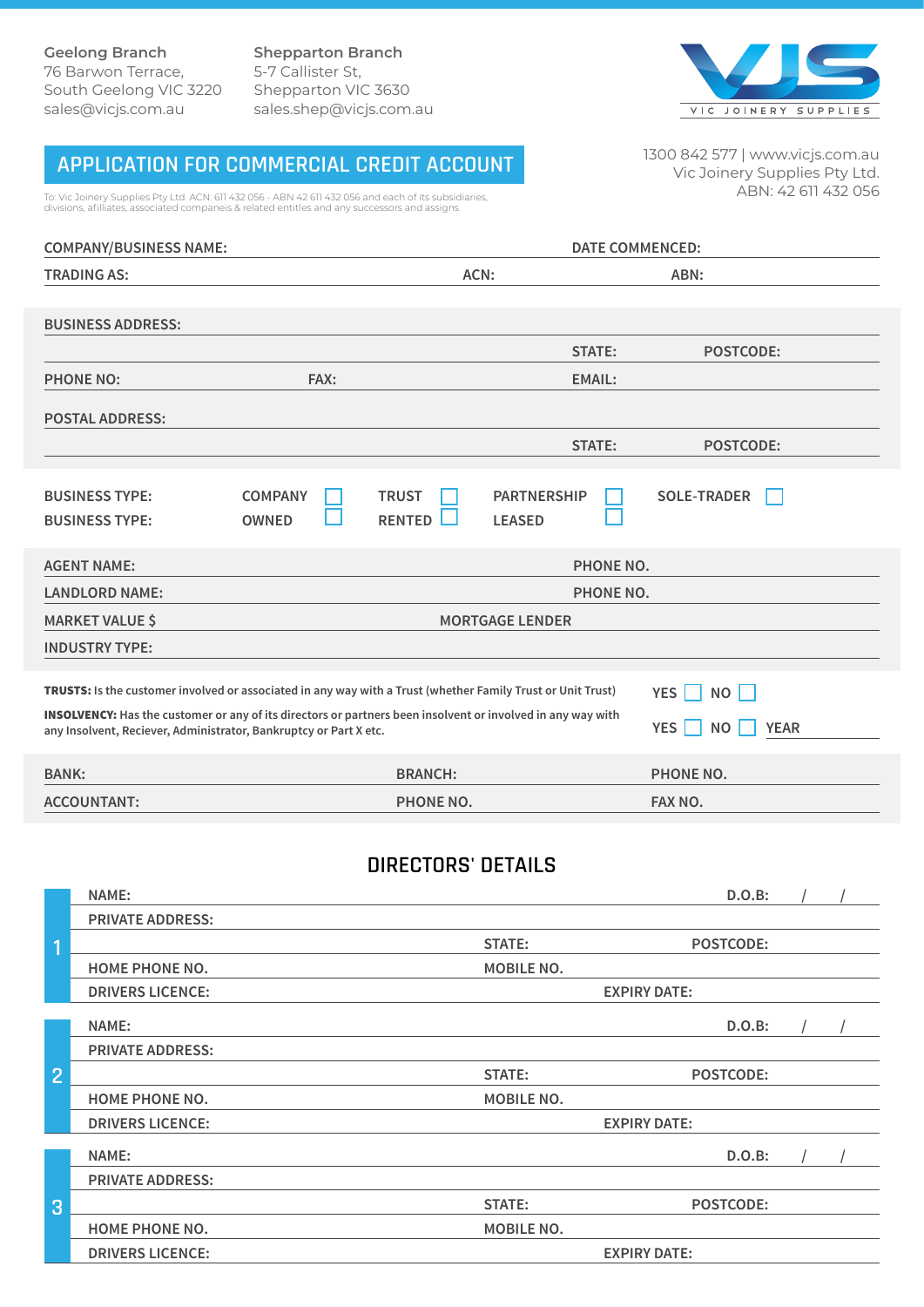**Geelong Branch**
76 Barwon Terrace,
South Geelong VIC 3220
sales@vicjs.com.au

**Shepparton Branch**
5-7 Callister St,
Shepparton VIC 3630
sales.shep@vicjs.com.au

VJS
VIC JOINERY SUPPLIES

# APPLICATION FOR COMMERCIAL CREDIT ACCOUNT

To: Vic Joinery Supplies Pty Ltd. ACN: 611 432 056 - ABN 42 611 432 056 and each of its subsidiaries, divisions, afilliates, associated companeis & related entitles and any successors and assigns.

1300 842 577 | www.vicjs.com.au
Vic Joinery Supplies Pty Ltd.
ABN: 42 611 432 056

**COMPANY/BUSINESS NAME:** **DATE COMMENCED:**

**TRADING AS:** **ACN:** **ABN:**

**BUSINESS ADDRESS:**

**STATE:** **POSTCODE:**

**PHONE NO:** **FAX:** **EMAIL:**

**POSTAL ADDRESS:**

**STATE:** **POSTCODE:**

**BUSINESS TYPE:** COMPANY ☐ TRUST ☐ PARTNERSHIP ☐ SOLE-TRADER ☐

**BUSINESS TYPE:** OWNED ☐ RENTED ☐ LEASED ☐

**AGENT NAME:** **PHONE NO.**

**LANDLORD NAME:** **PHONE NO.**

**MARKET VALUE $** **MORTGAGE LENDER**

**INDUSTRY TYPE:**

**TRUSTS:** Is the customer involved or associated in any way with a Trust (whether Family Trust or Unit Trust) YES ☐ NO ☐

**INSOLVENCY:** Has the customer or any of its directors or partners been insolvent or involved in any way with any Insolvent, Reciever, Administrator, Bankruptcy or Part X etc. YES ☐ NO ☐ YEAR

**BANK:** **BRANCH:** **PHONE NO.**

**ACCOUNTANT:** **PHONE NO.** **FAX NO.**

## DIRECTORS' DETAILS

**1**

**NAME:** **D.O.B:** / /

**PRIVATE ADDRESS:**

**STATE:** **POSTCODE:**

**HOME PHONE NO.** **MOBILE NO.**

**DRIVERS LICENCE:** **EXPIRY DATE:**

**2**

**NAME:** **D.O.B:** / /

**PRIVATE ADDRESS:**

**STATE:** **POSTCODE:**

**HOME PHONE NO.** **MOBILE NO.**

**DRIVERS LICENCE:** **EXPIRY DATE:**

**3**

**NAME:** **D.O.B:** / /

**PRIVATE ADDRESS:**

**STATE:** **POSTCODE:**

**HOME PHONE NO.** **MOBILE NO.**

**DRIVERS LICENCE:** **EXPIRY DATE:**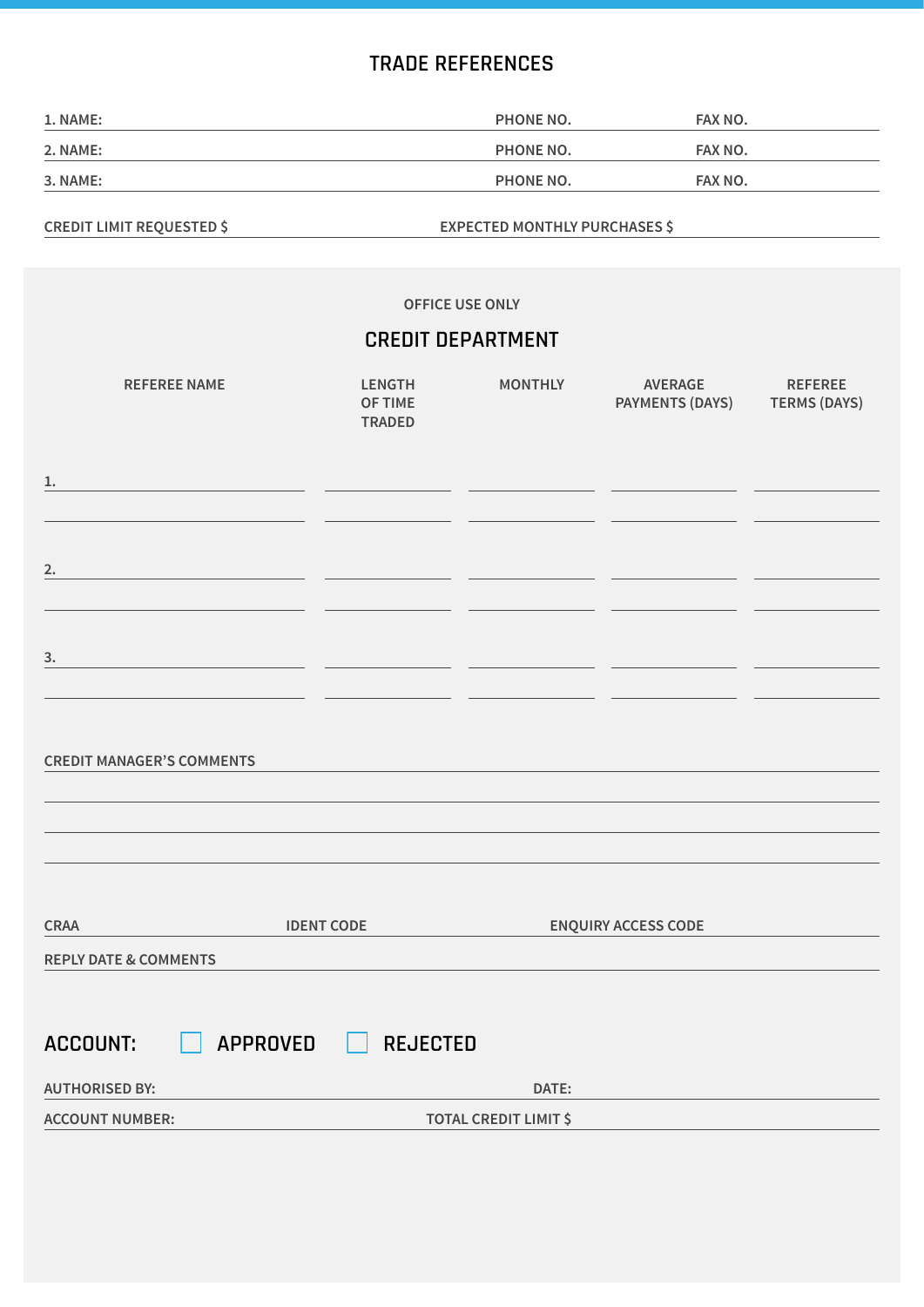# TRADE REFERENCES

| | | |
|---|---|---|
| 1. NAME: | PHONE NO. | FAX NO. |
| 2. NAME: | PHONE NO. | FAX NO. |
| 3. NAME: | PHONE NO. | FAX NO. |

CREDIT LIMIT REQUESTED $ EXPECTED MONTHLY PURCHASES $

OFFICE USE ONLY

## CREDIT DEPARTMENT

| REFEREE NAME | LENGTH OF TIME TRADED | MONTHLY | AVERAGE PAYMENTS (DAYS) | REFEREE TERMS (DAYS) |
|---|---|---|---|---|
| 1. | | | | |
| | | | | |
| 2. | | | | |
| | | | | |
| 3. | | | | |
| | | | | |

CREDIT MANAGER'S COMMENTS

CRAA IDENT CODE ENQUIRY ACCESS CODE

REPLY DATE & COMMENTS

**ACCOUNT:** ☐ APPROVED ☐ REJECTED

AUTHORISED BY: DATE:

ACCOUNT NUMBER: TOTAL CREDIT LIMIT $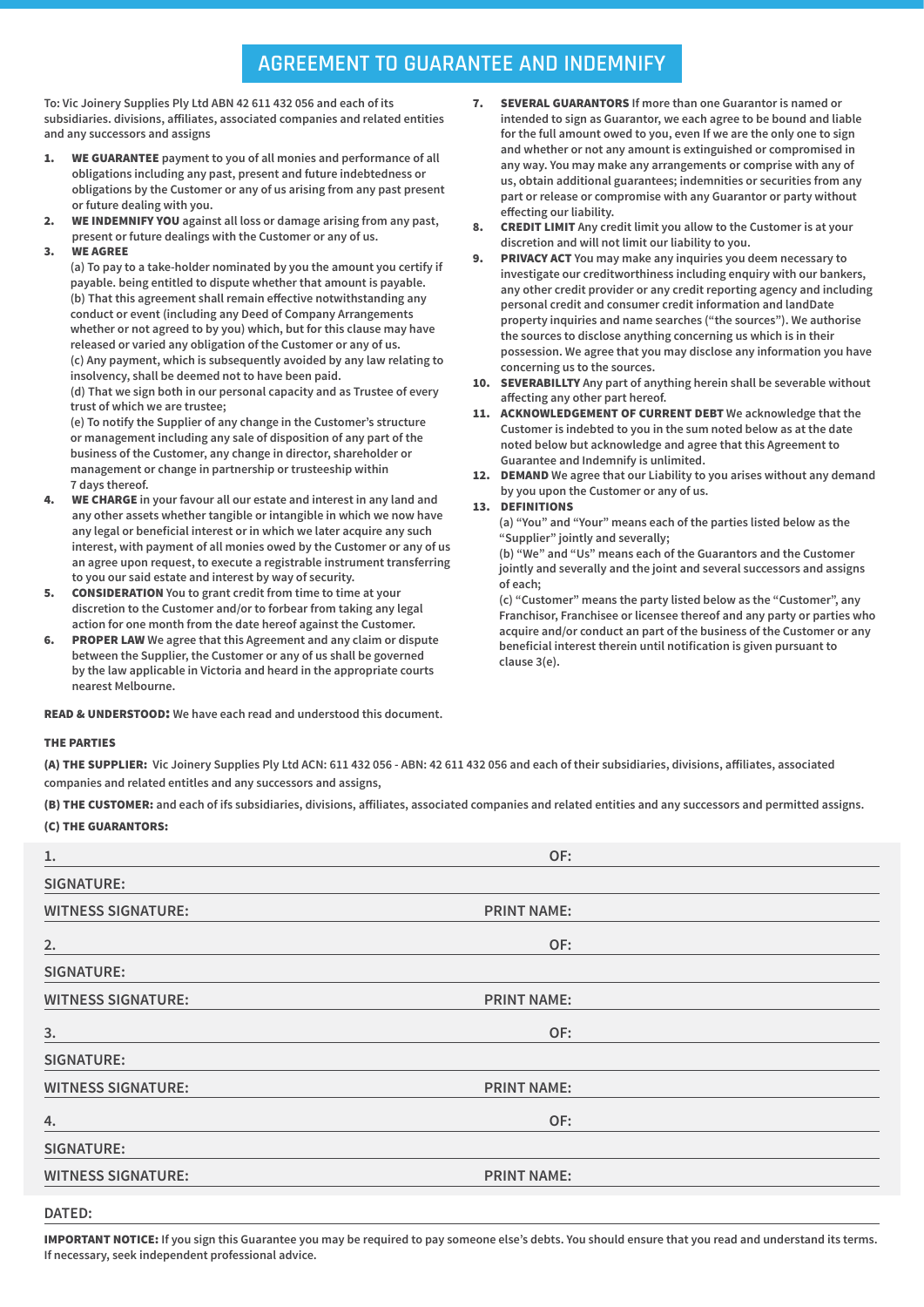# AGREEMENT TO GUARANTEE AND INDEMNIFY

To: Vic Joinery Supplies Ply Ltd ABN 42 611 432 056 and each of its subsidiaries. divisions, affiliates, associated companies and related entities and any successors and assigns

1. **WE GUARANTEE** payment to you of all monies and performance of all obligations including any past, present and future indebtedness or obligations by the Customer or any of us arising from any past present or future dealing with you.
2. **WE INDEMNIFY YOU** against all loss or damage arising from any past, present or future dealings with the Customer or any of us.
3. **WE AGREE**
   (a) To pay to a take-holder nominated by you the amount you certify if payable. being entitled to dispute whether that amount is payable.
   (b) That this agreement shall remain effective notwithstanding any conduct or event (including any Deed of Company Arrangements whether or not agreed to by you) which, but for this clause may have released or varied any obligation of the Customer or any of us.
   (c) Any payment, which is subsequently avoided by any law relating to insolvency, shall be deemed not to have been paid.
   (d) That we sign both in our personal capacity and as Trustee of every trust of which we are trustee;
   (e) To notify the Supplier of any change in the Customer's structure or management including any sale of disposition of any part of the business of the Customer, any change in director, shareholder or management or change in partnership or trusteeship within 7 days thereof.
4. **WE CHARGE** in your favour all our estate and interest in any land and any other assets whether tangible or intangible in which we now have any legal or beneficial interest or in which we later acquire any such interest, with payment of all monies owed by the Customer or any of us an agree upon request, to execute a registrable instrument transferring to you our said estate and interest by way of security.
5. **CONSIDERATION** You to grant credit from time to time at your discretion to the Customer and/or to forbear from taking any legal action for one month from the date hereof against the Customer.
6. **PROPER LAW** We agree that this Agreement and any claim or dispute between the Supplier, the Customer or any of us shall be governed by the law applicable in Victoria and heard in the appropriate courts nearest Melbourne.
7. **SEVERAL GUARANTORS** If more than one Guarantor is named or intended to sign as Guarantor, we each agree to be bound and liable for the full amount owed to you, even If we are the only one to sign and whether or not any amount is extinguished or compromised in any way. You may make any arrangements or comprise with any of us, obtain additional guarantees; indemnities or securities from any part or release or compromise with any Guarantor or party without effecting our liability.
8. **CREDIT LIMIT** Any credit limit you allow to the Customer is at your discretion and will not limit our liability to you.
9. **PRIVACY ACT** You may make any inquiries you deem necessary to investigate our creditworthiness including enquiry with our bankers, any other credit provider or any credit reporting agency and including personal credit and consumer credit information and landDate property inquiries and name searches ("the sources"). We authorise the sources to disclose anything concerning us which is in their possession. We agree that you may disclose any information you have concerning us to the sources.
10. **SEVERABILLTY** Any part of anything herein shall be severable without affecting any other part hereof.
11. **ACKNOWLEDGEMENT OF CURRENT DEBT** We acknowledge that the Customer is indebted to you in the sum noted below as at the date noted below but acknowledge and agree that this Agreement to Guarantee and Indemnify is unlimited.
12. **DEMAND** We agree that our Liability to you arises without any demand by you upon the Customer or any of us.
13. **DEFINITIONS**
    (a) "You" and "Your" means each of the parties listed below as the "Supplier" jointly and severally;
    (b) "We" and "Us" means each of the Guarantors and the Customer jointly and severally and the joint and several successors and assigns of each;
    (c) "Customer" means the party listed below as the "Customer", any Franchisor, Franchisee or licensee thereof and any party or parties who acquire and/or conduct an part of the business of the Customer or any beneficial interest therein until notification is given pursuant to clause 3(e).

**READ & UNDERSTOOD:** We have each read and understood this document.

**THE PARTIES**

**(A) THE SUPPLIER:** Vic Joinery Supplies Ply Ltd ACN: 611 432 056 - ABN: 42 611 432 056 and each of their subsidiaries, divisions, affiliates, associated companies and related entitles and any successors and assigns,

**(B) THE CUSTOMER:** and each of ifs subsidiaries, divisions, affiliates, associated companies and related entities and any successors and permitted assigns.

**(C) THE GUARANTORS:**

1. OF:

SIGNATURE:

WITNESS SIGNATURE: PRINT NAME:

2. OF:

SIGNATURE:

WITNESS SIGNATURE: PRINT NAME:

3. OF:

SIGNATURE:

WITNESS SIGNATURE: PRINT NAME:

4. OF:

SIGNATURE:

WITNESS SIGNATURE: PRINT NAME:

DATED:

**IMPORTANT NOTICE:** If you sign this Guarantee you may be required to pay someone else's debts. You should ensure that you read and understand its terms. If necessary, seek independent professional advice.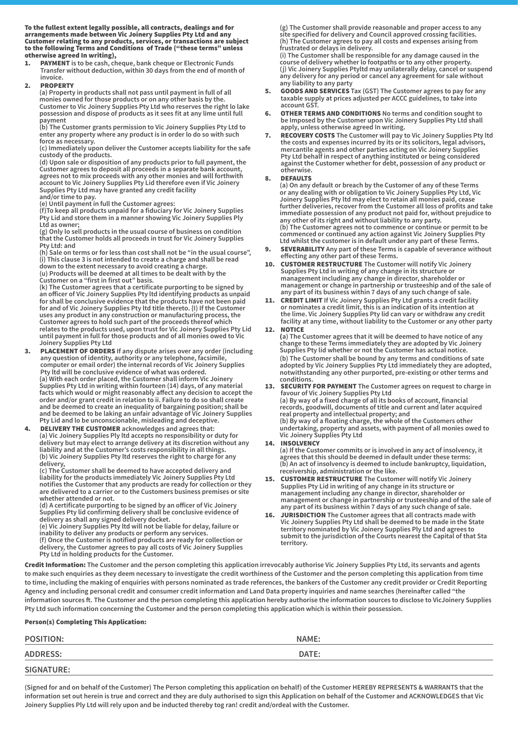**To the fullest extent legally possible, all contracts, dealings and for arrangements made between Vic Joinery Supplies Pty Ltd and any Customer relating to any products, services, or transactions are subject to the following Terms and Conditions of Trade ("these terms" unless otherwise agreed In writing),**

1. **PAYMENT** is to be cash, cheque, bank cheque or Electronic Funds Transfer without deduction, within 30 days from the end of month of invoice.

2. **PROPERTY**
   (a) Property in products shall not pass until payment in full of all monies owned for those products or on any other basis by the. Customer to Vic Joinery Supplies Pty Ltd who reserves the right lo lake possession and dispose of products as it sees fit at any lime until full payment
   (b) The Customer grants permission to Vic Joinery Supplies Pty Ltd to enter any property where any product is in order lo do so with such force as necessary.
   (c) Immediately upon deliver the Customer accepts liability for the safe custody of the products.
   (d) Upon sale or disposition of any products prior to full payment, the Customer agrees to deposit all proceeds in a separate bank account, agrees not to mix proceeds with any other monies and will forthwith account to Vic Joinery Supplies Pty Lid therefore even if Vic Joinery Supplies Pty Ltd may have granted any credit facility and/or time to pay.
   (e) Until payment in full the Customer agrees:
   (f)To keep all products unpaid for a fiduciary for Vic Joinery Supplies Pty Lid and store them in a manner showing Vic Joinery Supplies Ply Ltd as owner;
   (g) Only lo sell products in the usual course of business on condition that the Customer holds all proceeds in trust for Vic Joinery Supplies Pty Ltd: and
   (h) Sale on terms or for less than cost shall not be "in the usual course",
   (i) This clause 3 is not intended to create a charge and shall be read down to the extent necessary to avoid creating a charge.
   (u) Products will be deemed at all times to be dealt with by the Customer on a "first in first out" basis.
   (k) The Customer agrees that a certificate purporting to be signed by an officer of Vic Joinery Supplies Pty ltd identifying products as unpaid for shall be conclusive evidence that the products have not been paid for and of Vic Joinery Supplies Pty ltd title thereto. {I) If the Customer uses any product in any construction or manufacturing process, the Customer agrees to hold such part of the proceeds thereof which relates to the products used, upon trust for Vic Joinery Supplies Pty Lid until payment in full for those products and of all monies owed to Vic Joinery Supplies Pty Ltd

3. **PLACEMENT OF ORDERS** If any dispute arises over any order (including any question of identity, authority or any telephone, facsimile, computer or email order) the internal records of Vic Joinery Supplies Pty ltd will be conclusive evidence of what was ordered.
   {a) With each order placed, the Customer shall inform Vic Joinery Supplies Pty Ltd in writing within fourteen (14) days, of any material facts which would or might reasonably affect any decision to accept the order and/or grant credit in relation to ii. Failure to do so shall create and be deemed to create an inequality of bargaining position; shall be and be deemed to be laking an unfair advantage of Vic Joinery Supplies Pty Lid and lo be unconscionable, misleading and deceptive.

4. **DELIVERY THE CUSTOMER** acknowledges and agrees that:
   (a) Vic Joinery Supplies Ply ltd accepts no responsibility or duty for delivery but may elect to arrange delivery at its discretion without any liability and at the Customer's costs responsibility in all things.
   (b) Vic Joinery Supplies Pty ltd reserves the right to charge for any delivery,
   (c) The Customer shall be deemed to have accepted delivery and liability for the products immediately Vic Joinery Supplies Pty Ltd notifies the Customer that any products are ready for collection or they are delivered to a carrier or to the Customers business premises or site whether attended or not.
   (d) A certificate purporting to be signed by an officer of Vic Joinery Supplies Pty lid confirming delivery shall be conclusive evidence of delivery as shall any signed delivery docket.
   (e) Vic Joinery Supplies Pty ltd will not be liable for delay, failure or inability to deliver any products or perform any services.
   (f) Once the Customer is notified products are ready for collection or delivery, the Customer agrees to pay all costs of Vic Joinery Supplies Pty Ltd in holding products for the Customer.
   (g) The Customer shall provide reasonable and proper access to any site specified for delivery and Council approved crossing facilities.
   (h) The Customer agrees to pay all costs and expenses arising from frustrated or delays in delivery.
   (i) The Customer shall be responsible for any damage caused in the course of delivery whether lo footpaths or to any other property.
   (j) Vic Joinery Supplies Ptyltd may unilaterally delay, cancel or suspend any delivery for any period or cancel any agreement for sale without any liability to any party

5. **GOODS AND SERVICES** Tax (GST) The Customer agrees to pay for any taxable supply at prices adjusted per ACCC guidelines, to take into account GST.

6. **OTHER TERMS AND CONDITIONS** No terms and condition sought to be Imposed by the Customer upon Vic Joinery Supplies Pty Ltd shall apply, unless otherwise agreed In writing.

7. **RECOVERY COSTS** The Customer will pay to Vic Joinery Supplies Pty ltd the costs and expenses incurred by its or its solicitors, legal advisors, mercantile agents and other parties acting on Vic Joinery Supplies Pty Ltd behalf in respect of anything instituted or being considered against the Customer whether for debt, possession of any product or otherwise.

8. **DEFAULTS**
   (a) On any default or breach by the Customer of any of these Terms or any dealing with or obligation to Vic Joinery Supplies Pty Ltd, Vic Joinery Supplies Pty ltd may elect to retain all monies paid, cease further deliveries, recover from the Customer all loss of profits and take immediate possession of any product not paid for, without prejudice to any other of its right and without liability to any party.
   (b) The Customer agrees not to commence or continue or permit to be commenced or continued any action against Vic Joinery Supplies Pty Ltd whilst the customer is in default under any part of these Terms.

9. **SEVERABILITY** Any part of these Terms is capable of severance without effecting any other part of these Terms.

10. **CUSTOMER RESTRUCTURE** The Customer will notify Vic Joinery Supplies Pty Ltd in writing of any change in its structure or management including any change in director, shareholder or management or change in partnership or trusteeship and of the sale of any part of its business within 7 days of any such change of sale.

11. **CREDIT LIMIT** If Vic Joinery Supplies Pty Ltd grants a credit facility or nominates a credit limit, this is an indication of its intention at the lime. Vic Joinery Supplies Pty lid can vary or withdraw any credit facility at any time, without liability to the Customer or any other party

12. **NOTICE**
    **(**a) The Customer agrees that it will be deemed to have notice of any change to these Terms immediately they are adopted by Vic Joinery Supplies Pty lid whether or not the Customer has actual notice.
    (b) The Customer shall be bound by any terms and conditions of sate adopted by Vic Joinery Supplies Pty Ltd immediately they are adopted, notwithstanding any other purported, pre-existing or other terms and conditions.

13. **SECURITY FOR PAYMENT** The Customer agrees on request to charge in favour of Vic Joinery Supplies Pty Ltd
    (a) By way of a fixed charge of all its books of account, financial records, goodwill, documents of title and current and later acquired real property and intellectual property; and
    (b) By way of a floating charge, the whole of the Customers other undertaking, property and assets, with payment of all monies owed to Vic Joinery Supplies Pty Ltd

14. **INSOLVENCY**
    (a) If the Customer commits or is involved in any act of insolvency, it agrees that this should be deemed in default under these terms:
    (b) An act of insolvency is deemed to include bankruptcy, liquidation, receivership, administration or the like.

15. **CUSTOMER RESTRUCTURE** The Customer will notify Vic Joinery Supplies Pty Lid in writing of any change in its structure or management including any change in director, shareholder or management or change in partnership or trusteeship and of the sale of any part of its business within 7 days of any such change of sale.

16. **JURISDICTION** The Customer agrees that all contracts made with Vic Joinery Supplies Pty Ltd shall be deemed to be made in the State territory nominated by Vic Joinery Supplies Ply Ltd and agrees to submit to the jurisdiction of the Courts nearest the Capital of that Sta territory.

**Credit Information:** The Customer and the person completing this application irrevocably authorise Vic Joinery Supplies Pty Ltd, its servants and agents to make such enquiries as they deem necessary to investigate the credit worthiness of the Customer and the person completing this application from time to time, including the making of enquiries with persons nominated as trade references, the bankers of the Customer any credit provider or Credit Reporting Agency and including personal credit and consumer credit information and Land Data property inquiries and name searches (hereinafter called "the information sources ft. The Customer and the person completing this application hereby authorise the information sources to disclose to VicJoinery Supplies Pty Ltd such information concerning the Customer and the person completing this application which is within their possession.

**Person(s) Completing This Application:**

POSITION: 

NAME: 

ADDRESS: 

DATE: 

SIGNATURE: 

(Signed for and on behalf of the Customer) The Person completing this application on behalf) of the Customer HEREBY REPRESENTS & WARRANTS that the information set out herein is true and correct and they are duly authorised to sign this Application on behalf of the Customer and ACKNOWLEDGES that Vic Joinery Supplies Ply Ltd will rely upon and be inducted thereby tog ran! credit and/ordeal with the Customer.